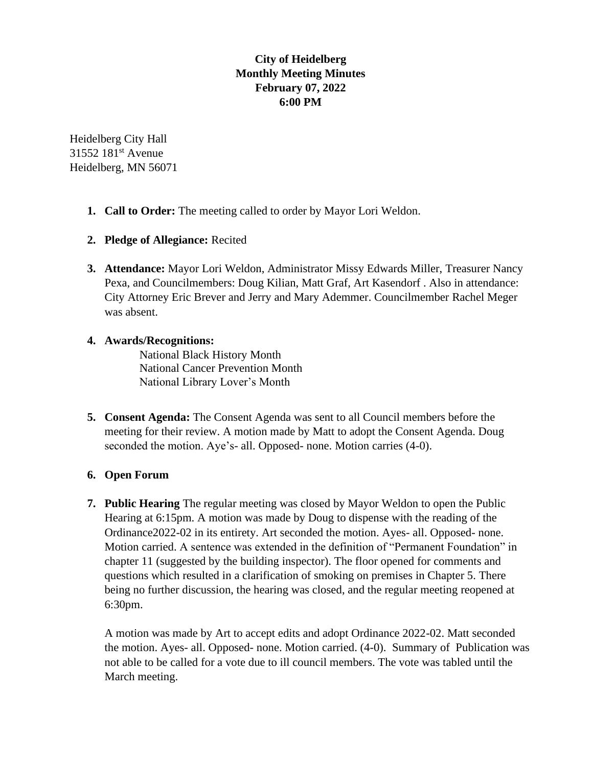**City of Heidelberg**
**Monthly Meeting Minutes**
**February 07, 2022**
**6:00 PM**

Heidelberg City Hall
31552 181st Avenue
Heidelberg, MN 56071

1. **Call to Order:** The meeting called to order by Mayor Lori Weldon.

2. **Pledge of Allegiance:** Recited

3. **Attendance:** Mayor Lori Weldon, Administrator Missy Edwards Miller, Treasurer Nancy Pexa, and Councilmembers: Doug Kilian, Matt Graf, Art Kasendorf . Also in attendance: City Attorney Eric Brever and Jerry and Mary Ademmer. Councilmember Rachel Meger was absent.

4. **Awards/Recognitions:**
   National Black History Month
   National Cancer Prevention Month
   National Library Lover's Month

5. **Consent Agenda:** The Consent Agenda was sent to all Council members before the meeting for their review. A motion made by Matt to adopt the Consent Agenda. Doug seconded the motion. Aye's- all. Opposed- none. Motion carries (4-0).

6. **Open Forum**

7. **Public Hearing** The regular meeting was closed by Mayor Weldon to open the Public Hearing at 6:15pm. A motion was made by Doug to dispense with the reading of the Ordinance2022-02 in its entirety. Art seconded the motion. Ayes- all. Opposed- none. Motion carried. A sentence was extended in the definition of "Permanent Foundation" in chapter 11 (suggested by the building inspector). The floor opened for comments and questions which resulted in a clarification of smoking on premises in Chapter 5. There being no further discussion, the hearing was closed, and the regular meeting reopened at 6:30pm.

   A motion was made by Art to accept edits and adopt Ordinance 2022-02. Matt seconded the motion. Ayes- all. Opposed- none. Motion carried. (4-0). Summary of Publication was not able to be called for a vote due to ill council members. The vote was tabled until the March meeting.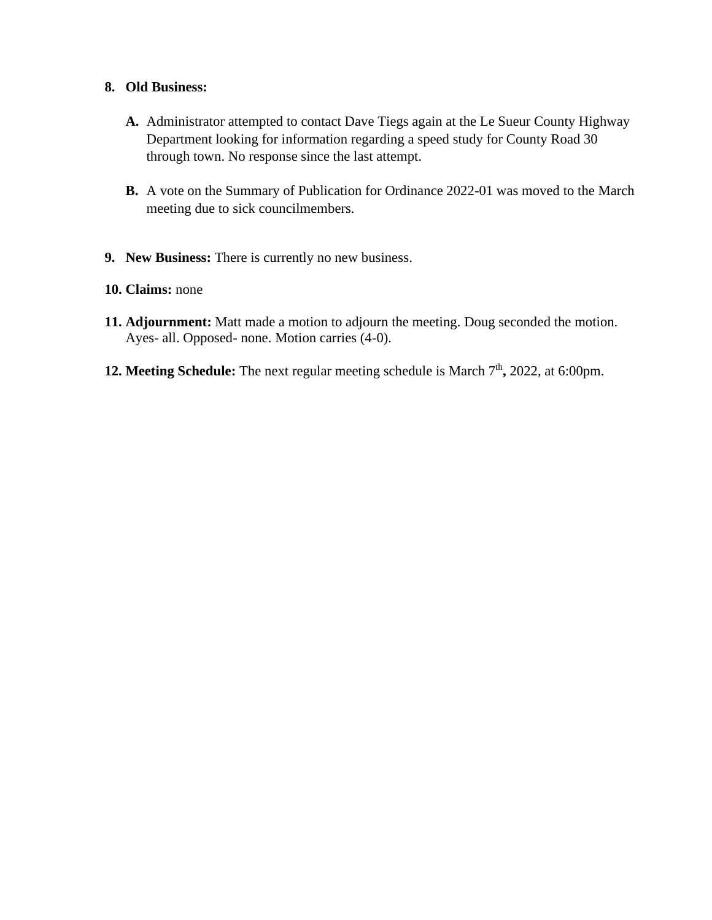8. **Old Business:**

   **A.** Administrator attempted to contact Dave Tiegs again at the Le Sueur County Highway Department looking for information regarding a speed study for County Road 30 through town. No response since the last attempt.

   **B.** A vote on the Summary of Publication for Ordinance 2022-01 was moved to the March meeting due to sick councilmembers.

9. **New Business:** There is currently no new business.

10. **Claims:** none

11. **Adjournment:** Matt made a motion to adjourn the meeting. Doug seconded the motion. Ayes- all. Opposed- none. Motion carries (4-0).

12. **Meeting Schedule:** The next regular meeting schedule is March 7th, 2022, at 6:00pm.